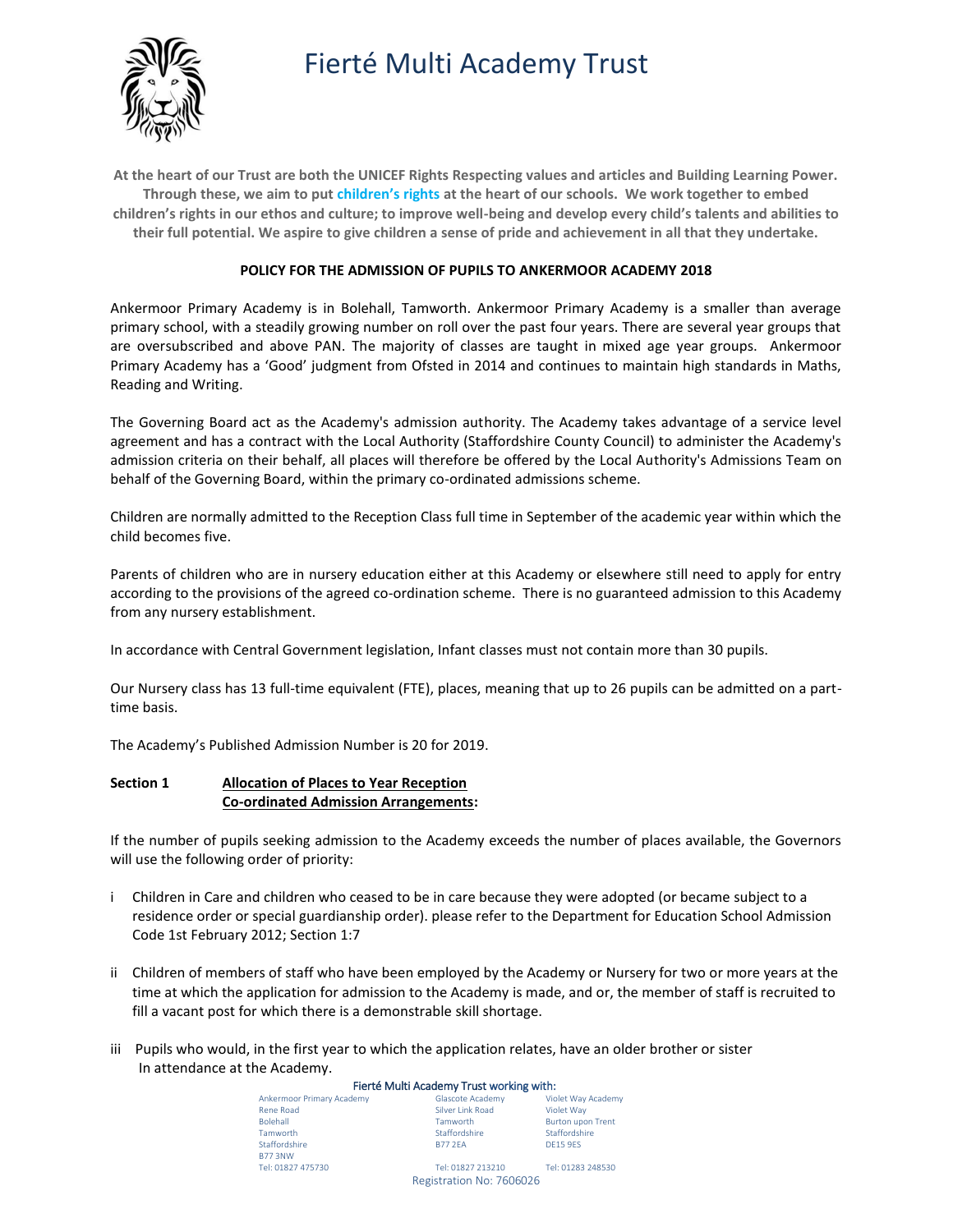# Fierté Multi Academy Trust

**At the heart of our Trust are both the UNICEF Rights Respecting values and articles and Building Learning Power. Through these, we aim to put children's rights at the heart of our schools. We work together to embed children's rights in our ethos and culture; to improve well-being and develop every child's talents and abilities to their full potential. We aspire to give children a sense of pride and achievement in all that they undertake.**

## POLICY FOR THE ADMISSION OF PUPILS TO ANKERMOOR ACADEMY 2018

Ankermoor Primary Academy is in Bolehall, Tamworth. Ankermoor Primary Academy is a smaller than average primary school, with a steadily growing number on roll over the past four years. There are several year groups that are oversubscribed and above PAN. The majority of classes are taught in mixed age year groups. Ankermoor Primary Academy has a 'Good' judgment from Ofsted in 2014 and continues to maintain high standards in Maths, Reading and Writing.

The Governing Board act as the Academy's admission authority. The Academy takes advantage of a service level agreement and has a contract with the Local Authority (Staffordshire County Council) to administer the Academy's admission criteria on their behalf, all places will therefore be offered by the Local Authority's Admissions Team on behalf of the Governing Board, within the primary co-ordinated admissions scheme.

Children are normally admitted to the Reception Class full time in September of the academic year within which the child becomes five.

Parents of children who are in nursery education either at this Academy or elsewhere still need to apply for entry according to the provisions of the agreed co-ordination scheme. There is no guaranteed admission to this Academy from any nursery establishment.

In accordance with Central Government legislation, Infant classes must not contain more than 30 pupils.

Our Nursery class has 13 full-time equivalent (FTE), places, meaning that up to 26 pupils can be admitted on a part-time basis.

The Academy's Published Admission Number is 20 for 2019.

### Section 1 Allocation of Places to Year Reception Co-ordinated Admission Arrangements:

If the number of pupils seeking admission to the Academy exceeds the number of places available, the Governors will use the following order of priority:

i Children in Care and children who ceased to be in care because they were adopted (or became subject to a residence order or special guardianship order). please refer to the Department for Education School Admission Code 1st February 2012; Section 1:7

ii Children of members of staff who have been employed by the Academy or Nursery for two or more years at the time at which the application for admission to the Academy is made, and or, the member of staff is recruited to fill a vacant post for which there is a demonstrable skill shortage.

iii Pupils who would, in the first year to which the application relates, have an older brother or sister In attendance at the Academy.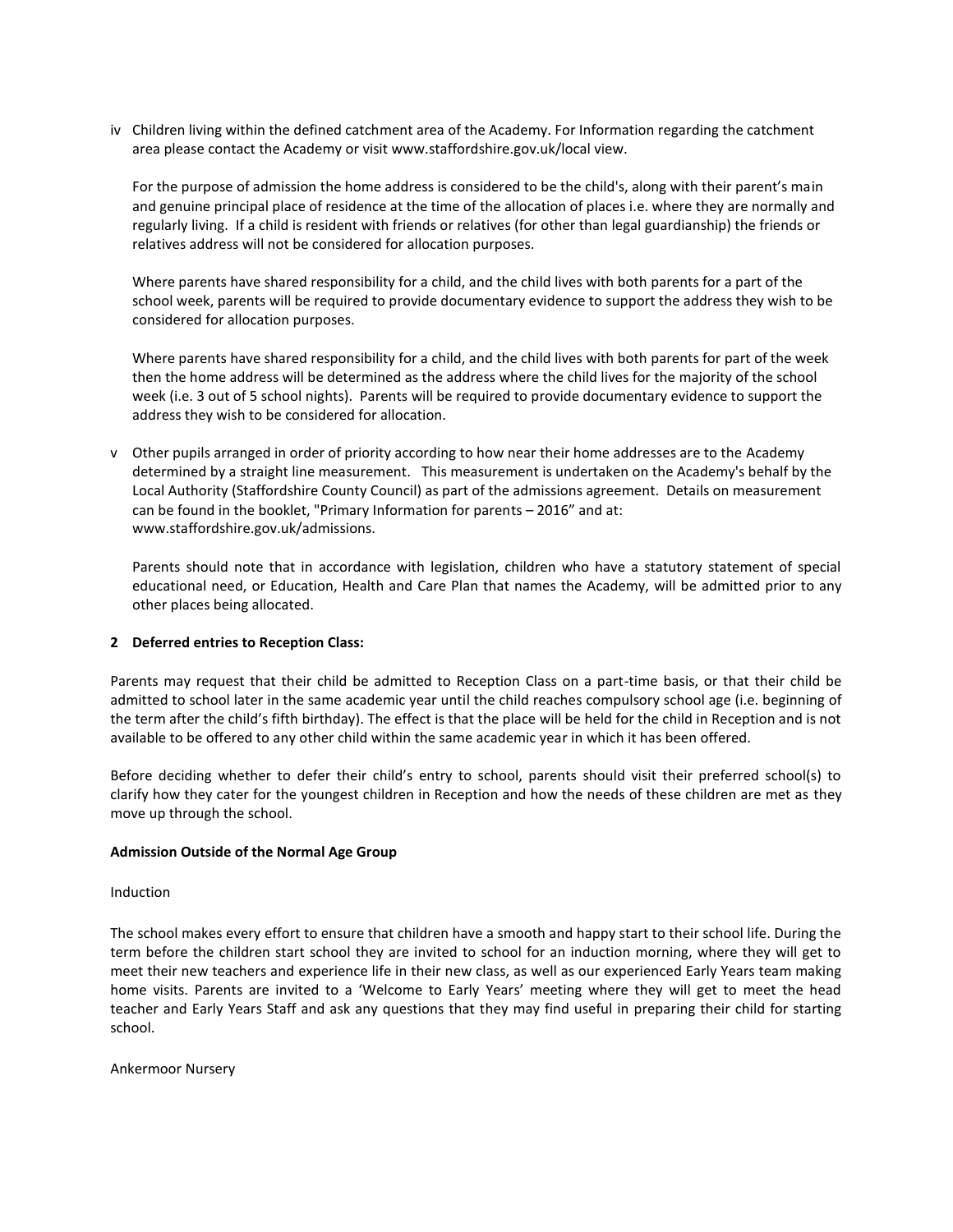iv Children living within the defined catchment area of the Academy. For Information regarding the catchment area please contact the Academy or visit www.staffordshire.gov.uk/local view.

For the purpose of admission the home address is considered to be the child's, along with their parent's main and genuine principal place of residence at the time of the allocation of places i.e. where they are normally and regularly living. If a child is resident with friends or relatives (for other than legal guardianship) the friends or relatives address will not be considered for allocation purposes.

Where parents have shared responsibility for a child, and the child lives with both parents for a part of the school week, parents will be required to provide documentary evidence to support the address they wish to be considered for allocation purposes.

Where parents have shared responsibility for a child, and the child lives with both parents for part of the week then the home address will be determined as the address where the child lives for the majority of the school week (i.e. 3 out of 5 school nights). Parents will be required to provide documentary evidence to support the address they wish to be considered for allocation.

v Other pupils arranged in order of priority according to how near their home addresses are to the Academy determined by a straight line measurement. This measurement is undertaken on the Academy's behalf by the Local Authority (Staffordshire County Council) as part of the admissions agreement. Details on measurement can be found in the booklet, "Primary Information for parents – 2016" and at: www.staffordshire.gov.uk/admissions.

Parents should note that in accordance with legislation, children who have a statutory statement of special educational need, or Education, Health and Care Plan that names the Academy, will be admitted prior to any other places being allocated.

**2 Deferred entries to Reception Class:**

Parents may request that their child be admitted to Reception Class on a part-time basis, or that their child be admitted to school later in the same academic year until the child reaches compulsory school age (i.e. beginning of the term after the child's fifth birthday). The effect is that the place will be held for the child in Reception and is not available to be offered to any other child within the same academic year in which it has been offered.

Before deciding whether to defer their child's entry to school, parents should visit their preferred school(s) to clarify how they cater for the youngest children in Reception and how the needs of these children are met as they move up through the school.

**Admission Outside of the Normal Age Group**

Induction

The school makes every effort to ensure that children have a smooth and happy start to their school life. During the term before the children start school they are invited to school for an induction morning, where they will get to meet their new teachers and experience life in their new class, as well as our experienced Early Years team making home visits. Parents are invited to a 'Welcome to Early Years' meeting where they will get to meet the head teacher and Early Years Staff and ask any questions that they may find useful in preparing their child for starting school.

Ankermoor Nursery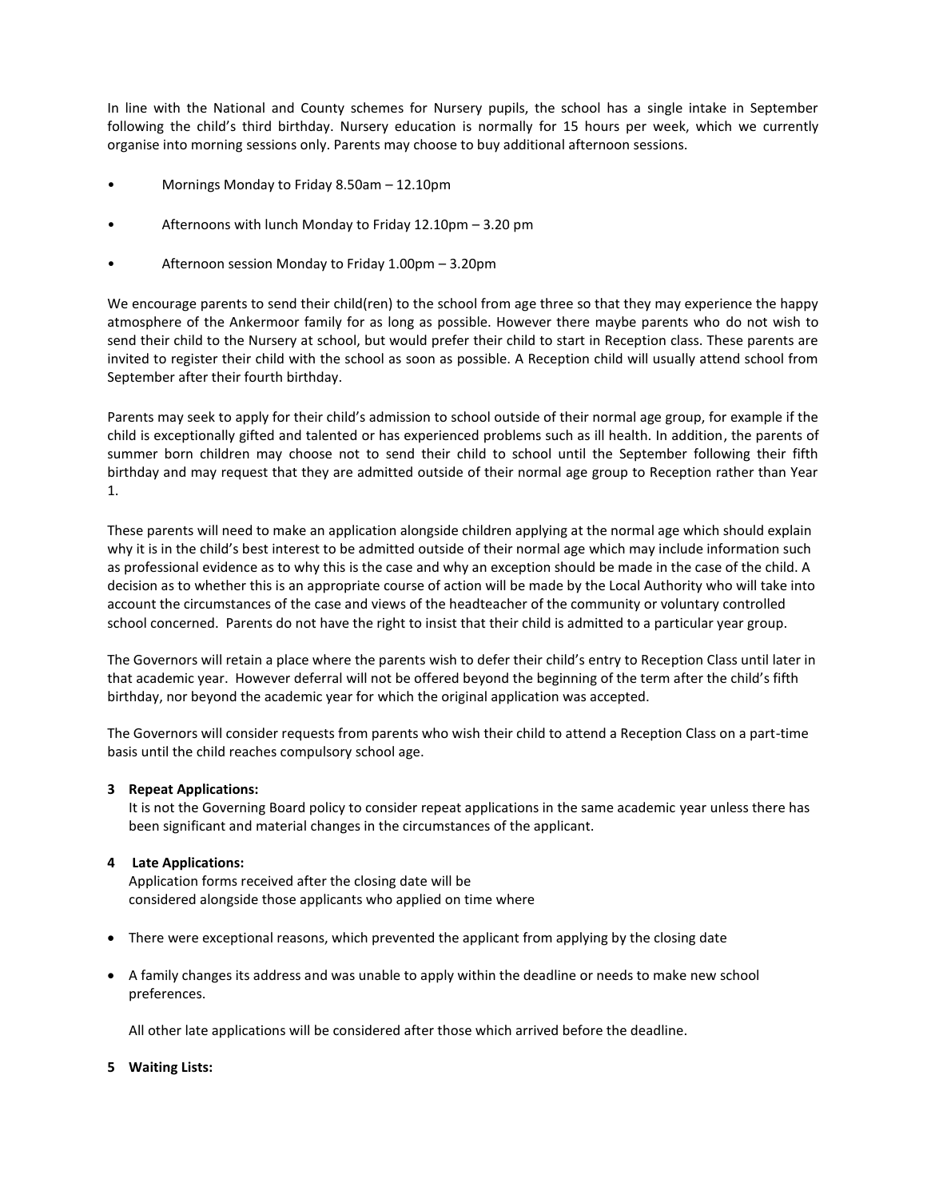In line with the National and County schemes for Nursery pupils, the school has a single intake in September following the child's third birthday. Nursery education is normally for 15 hours per week, which we currently organise into morning sessions only. Parents may choose to buy additional afternoon sessions.

- Mornings Monday to Friday 8.50am – 12.10pm
- Afternoons with lunch Monday to Friday 12.10pm – 3.20 pm
- Afternoon session Monday to Friday 1.00pm – 3.20pm

We encourage parents to send their child(ren) to the school from age three so that they may experience the happy atmosphere of the Ankermoor family for as long as possible. However there maybe parents who do not wish to send their child to the Nursery at school, but would prefer their child to start in Reception class. These parents are invited to register their child with the school as soon as possible. A Reception child will usually attend school from September after their fourth birthday.

Parents may seek to apply for their child's admission to school outside of their normal age group, for example if the child is exceptionally gifted and talented or has experienced problems such as ill health. In addition, the parents of summer born children may choose not to send their child to school until the September following their fifth birthday and may request that they are admitted outside of their normal age group to Reception rather than Year 1.

These parents will need to make an application alongside children applying at the normal age which should explain why it is in the child's best interest to be admitted outside of their normal age which may include information such as professional evidence as to why this is the case and why an exception should be made in the case of the child. A decision as to whether this is an appropriate course of action will be made by the Local Authority who will take into account the circumstances of the case and views of the headteacher of the community or voluntary controlled school concerned. Parents do not have the right to insist that their child is admitted to a particular year group.

The Governors will retain a place where the parents wish to defer their child's entry to Reception Class until later in that academic year. However deferral will not be offered beyond the beginning of the term after the child's fifth birthday, nor beyond the academic year for which the original application was accepted.

The Governors will consider requests from parents who wish their child to attend a Reception Class on a part-time basis until the child reaches compulsory school age.

**3 Repeat Applications:**

It is not the Governing Board policy to consider repeat applications in the same academic year unless there has been significant and material changes in the circumstances of the applicant.

**4 Late Applications:**

Application forms received after the closing date will be considered alongside those applicants who applied on time where

- There were exceptional reasons, which prevented the applicant from applying by the closing date
- A family changes its address and was unable to apply within the deadline or needs to make new school preferences.

All other late applications will be considered after those which arrived before the deadline.

**5 Waiting Lists:**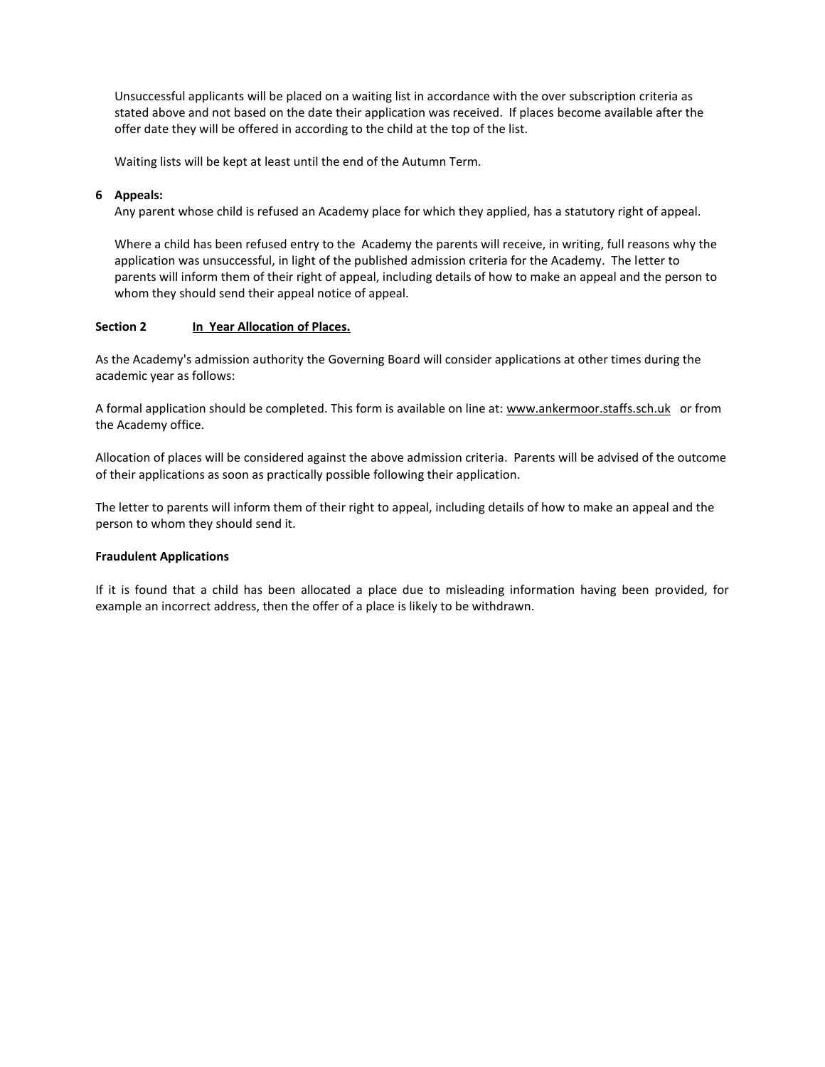Unsuccessful applicants will be placed on a waiting list in accordance with the over subscription criteria as stated above and not based on the date their application was received. If places become available after the offer date they will be offered in according to the child at the top of the list.

Waiting lists will be kept at least until the end of the Autumn Term.

**6 Appeals:**

Any parent whose child is refused an Academy place for which they applied, has a statutory right of appeal.

Where a child has been refused entry to the Academy the parents will receive, in writing, full reasons why the application was unsuccessful, in light of the published admission criteria for the Academy. The letter to parents will inform them of their right of appeal, including details of how to make an appeal and the person to whom they should send their appeal notice of appeal.

## Section 2 In Year Allocation of Places.

As the Academy's admission authority the Governing Board will consider applications at other times during the academic year as follows:

A formal application should be completed. This form is available on line at: www.ankermoor.staffs.sch.uk or from the Academy office.

Allocation of places will be considered against the above admission criteria. Parents will be advised of the outcome of their applications as soon as practically possible following their application.

The letter to parents will inform them of their right to appeal, including details of how to make an appeal and the person to whom they should send it.

**Fraudulent Applications**

If it is found that a child has been allocated a place due to misleading information having been provided, for example an incorrect address, then the offer of a place is likely to be withdrawn.